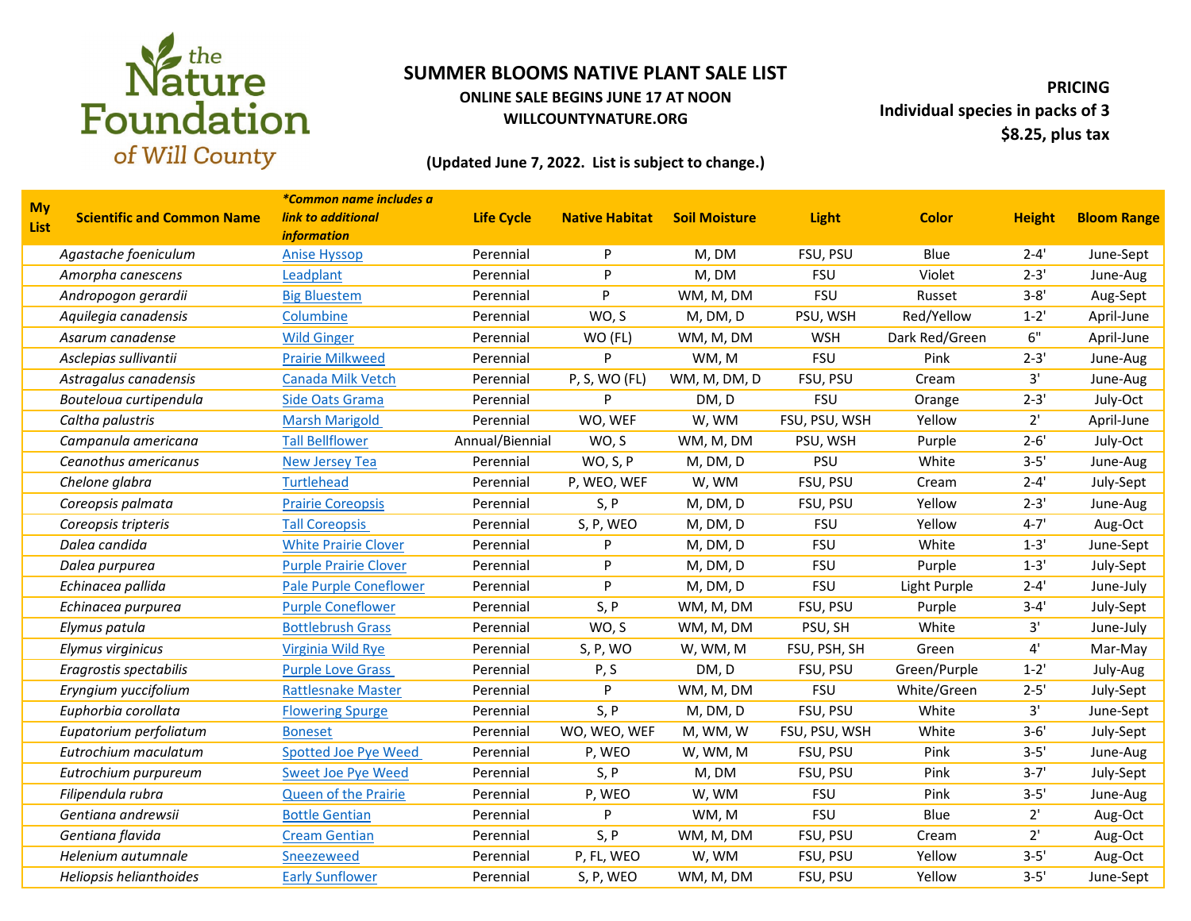the Nature Foundation of Will County

# SUMMER BLOOMS NATIVE PLANT SALE LIST

**ONLINE SALE BEGINS JUNE 17 AT NOON**

**WILLCOUNTYNATURE.ORG**

**(Updated June 7, 2022. List is subject to change.)**

**PRICING**
**Individual species in packs of 3**
**$8.25, plus tax**

| My List | Scientific and Common Name | *Common name includes a link to additional information | Life Cycle | Native Habitat | Soil Moisture | Light | Color | Height | Bloom Range |
|---|---|---|---|---|---|---|---|---|---|
| | *Agastache foeniculum* | Anise Hyssop | Perennial | P | M, DM | FSU, PSU | Blue | 2-4' | June-Sept |
| | *Amorpha canescens* | Leadplant | Perennial | P | M, DM | FSU | Violet | 2-3' | June-Aug |
| | *Andropogon gerardii* | Big Bluestem | Perennial | P | WM, M, DM | FSU | Russet | 3-8' | Aug-Sept |
| | *Aquilegia canadensis* | Columbine | Perennial | WO, S | M, DM, D | PSU, WSH | Red/Yellow | 1-2' | April-June |
| | *Asarum canadense* | Wild Ginger | Perennial | WO (FL) | WM, M, DM | WSH | Dark Red/Green | 6" | April-June |
| | *Asclepias sullivantii* | Prairie Milkweed | Perennial | P | WM, M | FSU | Pink | 2-3' | June-Aug |
| | *Astragalus canadensis* | Canada Milk Vetch | Perennial | P, S, WO (FL) | WM, M, DM, D | FSU, PSU | Cream | 3' | June-Aug |
| | *Bouteloua curtipendula* | Side Oats Grama | Perennial | P | DM, D | FSU | Orange | 2-3' | July-Oct |
| | *Caltha palustris* | Marsh Marigold | Perennial | WO, WEF | W, WM | FSU, PSU, WSH | Yellow | 2' | April-June |
| | *Campanula americana* | Tall Bellflower | Annual/Biennial | WO, S | WM, M, DM | PSU, WSH | Purple | 2-6' | July-Oct |
| | *Ceanothus americanus* | New Jersey Tea | Perennial | WO, S, P | M, DM, D | PSU | White | 3-5' | June-Aug |
| | *Chelone glabra* | Turtlehead | Perennial | P, WEO, WEF | W, WM | FSU, PSU | Cream | 2-4' | July-Sept |
| | *Coreopsis palmata* | Prairie Coreopsis | Perennial | S, P | M, DM, D | FSU, PSU | Yellow | 2-3' | June-Aug |
| | *Coreopsis tripteris* | Tall Coreopsis | Perennial | S, P, WEO | M, DM, D | FSU | Yellow | 4-7' | Aug-Oct |
| | *Dalea candida* | White Prairie Clover | Perennial | P | M, DM, D | FSU | White | 1-3' | June-Sept |
| | *Dalea purpurea* | Purple Prairie Clover | Perennial | P | M, DM, D | FSU | Purple | 1-3' | July-Sept |
| | *Echinacea pallida* | Pale Purple Coneflower | Perennial | P | M, DM, D | FSU | Light Purple | 2-4' | June-July |
| | *Echinacea purpurea* | Purple Coneflower | Perennial | S, P | WM, M, DM | FSU, PSU | Purple | 3-4' | July-Sept |
| | *Elymus patula* | Bottlebrush Grass | Perennial | WO, S | WM, M, DM | PSU, SH | White | 3' | June-July |
| | *Elymus virginicus* | Virginia Wild Rye | Perennial | S, P, WO | W, WM, M | FSU, PSH, SH | Green | 4' | Mar-May |
| | *Eragrostis spectabilis* | Purple Love Grass | Perennial | P, S | DM, D | FSU, PSU | Green/Purple | 1-2' | July-Aug |
| | *Eryngium yuccifolium* | Rattlesnake Master | Perennial | P | WM, M, DM | FSU | White/Green | 2-5' | July-Sept |
| | *Euphorbia corollata* | Flowering Spurge | Perennial | S, P | M, DM, D | FSU, PSU | White | 3' | June-Sept |
| | *Eupatorium perfoliatum* | Boneset | Perennial | WO, WEO, WEF | M, WM, W | FSU, PSU, WSH | White | 3-6' | July-Sept |
| | *Eutrochium maculatum* | Spotted Joe Pye Weed | Perennial | P, WEO | W, WM, M | FSU, PSU | Pink | 3-5' | June-Aug |
| | *Eutrochium purpureum* | Sweet Joe Pye Weed | Perennial | S, P | M, DM | FSU, PSU | Pink | 3-7' | July-Sept |
| | *Filipendula rubra* | Queen of the Prairie | Perennial | P, WEO | W, WM | FSU | Pink | 3-5' | June-Aug |
| | *Gentiana andrewsii* | Bottle Gentian | Perennial | P | WM, M | FSU | Blue | 2' | Aug-Oct |
| | *Gentiana flavida* | Cream Gentian | Perennial | S, P | WM, M, DM | FSU, PSU | Cream | 2' | Aug-Oct |
| | *Helenium autumnale* | Sneezeweed | Perennial | P, FL, WEO | W, WM | FSU, PSU | Yellow | 3-5' | Aug-Oct |
| | *Heliopsis helianthoides* | Early Sunflower | Perennial | S, P, WEO | WM, M, DM | FSU, PSU | Yellow | 3-5' | June-Sept |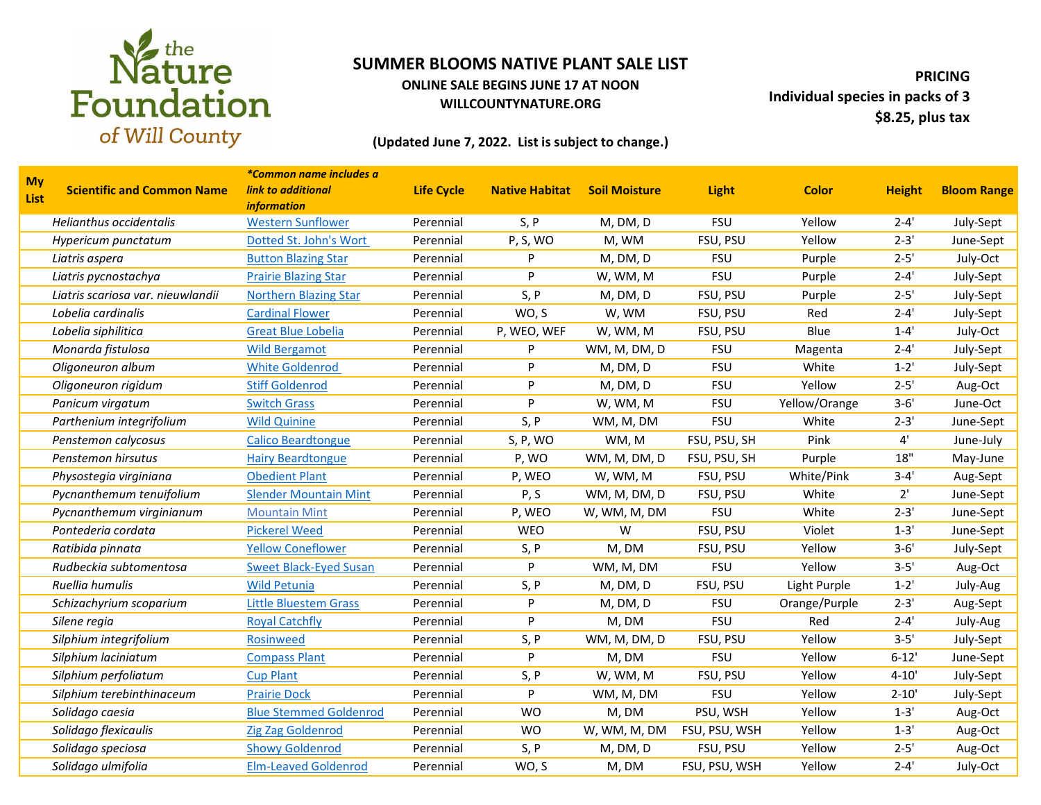the Nature Foundation of Will County

# SUMMER BLOOMS NATIVE PLANT SALE LIST

**ONLINE SALE BEGINS JUNE 17 AT NOON**

**WILLCOUNTYNATURE.ORG**

**(Updated June 7, 2022. List is subject to change.)**

**PRICING**
**Individual species in packs of 3**
**$8.25, plus tax**

| My List | Scientific and Common Name | *Common name includes a link to additional information | Life Cycle | Native Habitat | Soil Moisture | Light | Color | Height | Bloom Range |
|---|---|---|---|---|---|---|---|---|---|
| | *Helianthus occidentalis* | Western Sunflower | Perennial | S, P | M, DM, D | FSU | Yellow | 2-4' | July-Sept |
| | *Hypericum punctatum* | Dotted St. John's Wort | Perennial | P, S, WO | M, WM | FSU, PSU | Yellow | 2-3' | June-Sept |
| | *Liatris aspera* | Button Blazing Star | Perennial | P | M, DM, D | FSU | Purple | 2-5' | July-Oct |
| | *Liatris pycnostachya* | Prairie Blazing Star | Perennial | P | W, WM, M | FSU | Purple | 2-4' | July-Sept |
| | *Liatris scariosa var. nieuwlandii* | Northern Blazing Star | Perennial | S, P | M, DM, D | FSU, PSU | Purple | 2-5' | July-Sept |
| | *Lobelia cardinalis* | Cardinal Flower | Perennial | WO, S | W, WM | FSU, PSU | Red | 2-4' | July-Sept |
| | *Lobelia siphilitica* | Great Blue Lobelia | Perennial | P, WEO, WEF | W, WM, M | FSU, PSU | Blue | 1-4' | July-Oct |
| | *Monarda fistulosa* | Wild Bergamot | Perennial | P | WM, M, DM, D | FSU | Magenta | 2-4' | July-Sept |
| | *Oligoneuron album* | White Goldenrod | Perennial | P | M, DM, D | FSU | White | 1-2' | July-Sept |
| | *Oligoneuron rigidum* | Stiff Goldenrod | Perennial | P | M, DM, D | FSU | Yellow | 2-5' | Aug-Oct |
| | *Panicum virgatum* | Switch Grass | Perennial | P | W, WM, M | FSU | Yellow/Orange | 3-6' | June-Oct |
| | *Parthenium integrifolium* | Wild Quinine | Perennial | S, P | WM, M, DM | FSU | White | 2-3' | June-Sept |
| | *Penstemon calycosus* | Calico Beardtongue | Perennial | S, P, WO | WM, M | FSU, PSU, SH | Pink | 4' | June-July |
| | *Penstemon hirsutus* | Hairy Beardtongue | Perennial | P, WO | WM, M, DM, D | FSU, PSU, SH | Purple | 18" | May-June |
| | *Physostegia virginiana* | Obedient Plant | Perennial | P, WEO | W, WM, M | FSU, PSU | White/Pink | 3-4' | Aug-Sept |
| | *Pycnanthemum tenuifolium* | Slender Mountain Mint | Perennial | P, S | WM, M, DM, D | FSU, PSU | White | 2' | June-Sept |
| | *Pycnanthemum virginianum* | Mountain Mint | Perennial | P, WEO | W, WM, M, DM | FSU | White | 2-3' | June-Sept |
| | *Pontederia cordata* | Pickerel Weed | Perennial | WEO | W | FSU, PSU | Violet | 1-3' | June-Sept |
| | *Ratibida pinnata* | Yellow Coneflower | Perennial | S, P | M, DM | FSU, PSU | Yellow | 3-6' | July-Sept |
| | *Rudbeckia subtomentosa* | Sweet Black-Eyed Susan | Perennial | P | WM, M, DM | FSU | Yellow | 3-5' | Aug-Oct |
| | *Ruellia humulis* | Wild Petunia | Perennial | S, P | M, DM, D | FSU, PSU | Light Purple | 1-2' | July-Aug |
| | *Schizachyrium scoparium* | Little Bluestem Grass | Perennial | P | M, DM, D | FSU | Orange/Purple | 2-3' | Aug-Sept |
| | *Silene regia* | Royal Catchfly | Perennial | P | M, DM | FSU | Red | 2-4' | July-Aug |
| | *Silphium integrifolium* | Rosinweed | Perennial | S, P | WM, M, DM, D | FSU, PSU | Yellow | 3-5' | July-Sept |
| | *Silphium laciniatum* | Compass Plant | Perennial | P | M, DM | FSU | Yellow | 6-12' | June-Sept |
| | *Silphium perfoliatum* | Cup Plant | Perennial | S, P | W, WM, M | FSU, PSU | Yellow | 4-10' | July-Sept |
| | *Silphium terebinthinaceum* | Prairie Dock | Perennial | P | WM, M, DM | FSU | Yellow | 2-10' | July-Sept |
| | *Solidago caesia* | Blue Stemmed Goldenrod | Perennial | WO | M, DM | PSU, WSH | Yellow | 1-3' | Aug-Oct |
| | *Solidago flexicaulis* | Zig Zag Goldenrod | Perennial | WO | W, WM, M, DM | FSU, PSU, WSH | Yellow | 1-3' | Aug-Oct |
| | *Solidago speciosa* | Showy Goldenrod | Perennial | S, P | M, DM, D | FSU, PSU | Yellow | 2-5' | Aug-Oct |
| | *Solidago ulmifolia* | Elm-Leaved Goldenrod | Perennial | WO, S | M, DM | FSU, PSU, WSH | Yellow | 2-4' | July-Oct |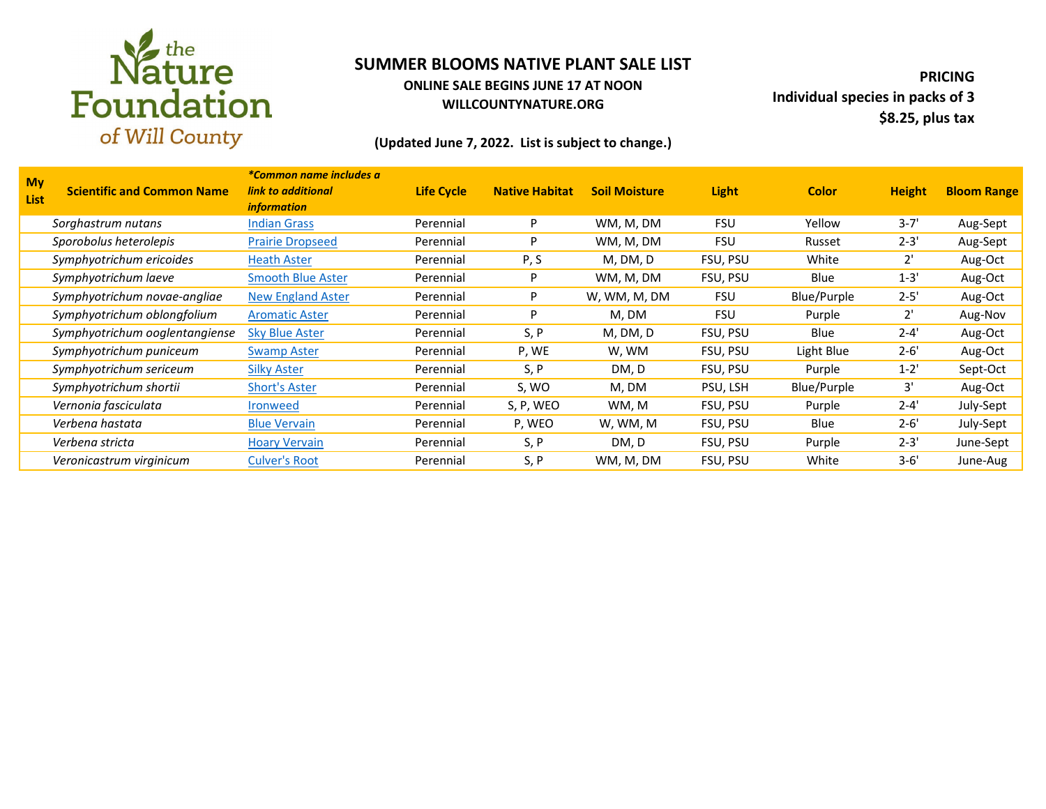# SUMMER BLOOMS NATIVE PLANT SALE LIST

**ONLINE SALE BEGINS JUNE 17 AT NOON**

**WILLCOUNTYNATURE.ORG**

**(Updated June 7, 2022. List is subject to change.)**

**PRICING**
**Individual species in packs of 3**
**$8.25, plus tax**

| My List | Scientific and Common Name | *Common name includes a link to additional information* | Life Cycle | Native Habitat | Soil Moisture | Light | Color | Height | Bloom Range |
|---|---|---|---|---|---|---|---|---|---|
| | *Sorghastrum nutans* | Indian Grass | Perennial | P | WM, M, DM | FSU | Yellow | 3-7' | Aug-Sept |
| | *Sporobolus heterolepis* | Prairie Dropseed | Perennial | P | WM, M, DM | FSU | Russet | 2-3' | Aug-Sept |
| | *Symphyotrichum ericoides* | Heath Aster | Perennial | P, S | M, DM, D | FSU, PSU | White | 2' | Aug-Oct |
| | *Symphyotrichum laeve* | Smooth Blue Aster | Perennial | P | WM, M, DM | FSU, PSU | Blue | 1-3' | Aug-Oct |
| | *Symphyotrichum novae-angliae* | New England Aster | Perennial | P | W, WM, M, DM | FSU | Blue/Purple | 2-5' | Aug-Oct |
| | *Symphyotrichum oblongfolium* | Aromatic Aster | Perennial | P | M, DM | FSU | Purple | 2' | Aug-Nov |
| | *Symphyotrichum ooglentangiense* | Sky Blue Aster | Perennial | S, P | M, DM, D | FSU, PSU | Blue | 2-4' | Aug-Oct |
| | *Symphyotrichum puniceum* | Swamp Aster | Perennial | P, WE | W, WM | FSU, PSU | Light Blue | 2-6' | Aug-Oct |
| | *Symphyotrichum sericeum* | Silky Aster | Perennial | S, P | DM, D | FSU, PSU | Purple | 1-2' | Sept-Oct |
| | *Symphyotrichum shortii* | Short's Aster | Perennial | S, WO | M, DM | PSU, LSH | Blue/Purple | 3' | Aug-Oct |
| | *Vernonia fasciculata* | Ironweed | Perennial | S, P, WEO | WM, M | FSU, PSU | Purple | 2-4' | July-Sept |
| | *Verbena hastata* | Blue Vervain | Perennial | P, WEO | W, WM, M | FSU, PSU | Blue | 2-6' | July-Sept |
| | *Verbena stricta* | Hoary Vervain | Perennial | S, P | DM, D | FSU, PSU | Purple | 2-3' | June-Sept |
| | *Veronicastrum virginicum* | Culver's Root | Perennial | S, P | WM, M, DM | FSU, PSU | White | 3-6' | June-Aug |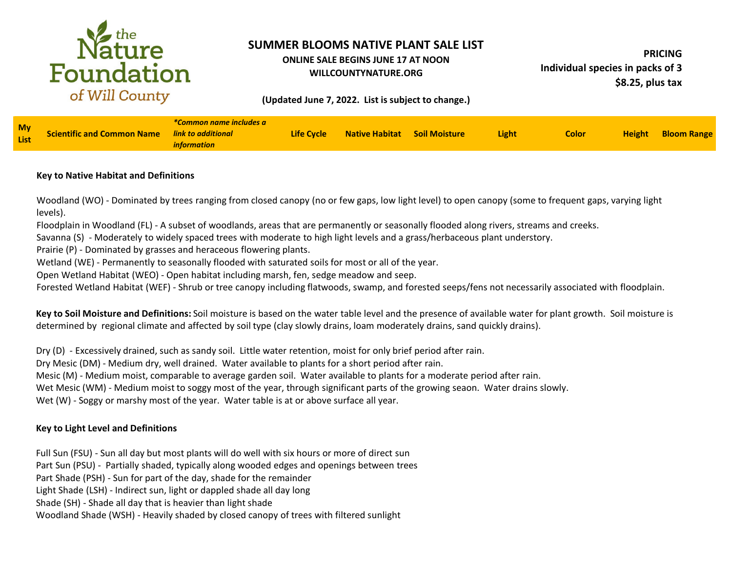the Nature Foundation of Will County

# SUMMER BLOOMS NATIVE PLANT SALE LIST

**ONLINE SALE BEGINS JUNE 17 AT NOON**

**WILLCOUNTYNATURE.ORG**

**(Updated June 7, 2022. List is subject to change.)**

**PRICING**
**Individual species in packs of 3**
**$8.25, plus tax**

| My List | Scientific and Common Name | *\*Common name includes a link to additional information* | Life Cycle | Native Habitat | Soil Moisture | Light | Color | Height | Bloom Range |
|---|---|---|---|---|---|---|---|---|---|

### Key to Native Habitat and Definitions

Woodland (WO) - Dominated by trees ranging from closed canopy (no or few gaps, low light level) to open canopy (some to frequent gaps, varying light levels).

Floodplain in Woodland (FL) - A subset of woodlands, areas that are permanently or seasonally flooded along rivers, streams and creeks.

Savanna (S) - Moderately to widely spaced trees with moderate to high light levels and a grass/herbaceous plant understory.

Prairie (P) - Dominated by grasses and heraceous flowering plants.

Wetland (WE) - Permanently to seasonally flooded with saturated soils for most or all of the year.

Open Wetland Habitat (WEO) - Open habitat including marsh, fen, sedge meadow and seep.

Forested Wetland Habitat (WEF) - Shrub or tree canopy including flatwoods, swamp, and forested seeps/fens not necessarily associated with floodplain.

**Key to Soil Moisture and Definitions:** Soil moisture is based on the water table level and the presence of available water for plant growth. Soil moisture is determined by regional climate and affected by soil type (clay slowly drains, loam moderately drains, sand quickly drains).

Dry (D) - Excessively drained, such as sandy soil. Little water retention, moist for only brief period after rain.

Dry Mesic (DM) - Medium dry, well drained. Water available to plants for a short period after rain.

Mesic (M) - Medium moist, comparable to average garden soil. Water available to plants for a moderate period after rain.

Wet Mesic (WM) - Medium moist to soggy most of the year, through significant parts of the growing seaon. Water drains slowly.

Wet (W) - Soggy or marshy most of the year. Water table is at or above surface all year.

### Key to Light Level and Definitions

Full Sun (FSU) - Sun all day but most plants will do well with six hours or more of direct sun

Part Sun (PSU) - Partially shaded, typically along wooded edges and openings between trees

Part Shade (PSH) - Sun for part of the day, shade for the remainder

Light Shade (LSH) - Indirect sun, light or dappled shade all day long

Shade (SH) - Shade all day that is heavier than light shade

Woodland Shade (WSH) - Heavily shaded by closed canopy of trees with filtered sunlight